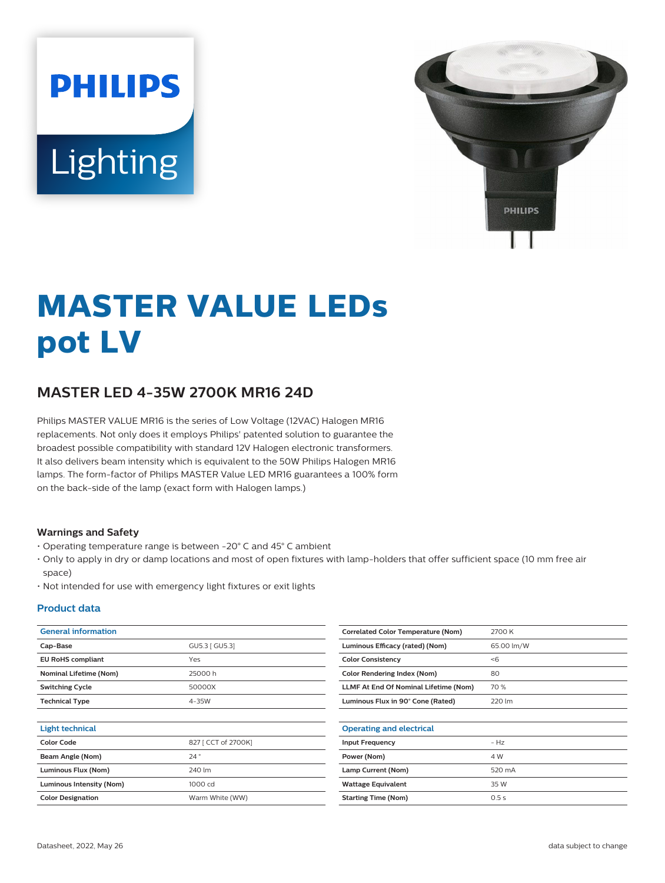# MASTER VALUE LEDs pot LV

## MASTER LED 4-35W 2700K MR16 24D

Philips MASTER VALUE MR16 is the series of Low Voltage (12VAC) Halogen MR16 replacements. Not only does it employs Philips' patented solution to guarantee the broadest possible compatibility with standard 12V Halogen electronic transformers. It also delivers beam intensity which is equivalent to the 50W Philips Halogen MR16 lamps. The form-factor of Philips MASTER Value LED MR16 guarantees a 100% form on the back-side of the lamp (exact form with Halogen lamps.)

### Warnings and Safety

- Operating temperature range is between -20° C and 45° C ambient
- Only to apply in dry or damp locations and most of open fixtures with lamp-holders that offer sufficient space (10 mm free air space)
- Not intended for use with emergency light fixtures or exit lights

### Product data

| General information | |
|---|---|
| Cap-Base | GU5.3 [ GU5.3] |
| EU RoHS compliant | Yes |
| Nominal Lifetime (Nom) | 25000 h |
| Switching Cycle | 50000X |
| Technical Type | 4-35W |

| Light technical | |
|---|---|
| Color Code | 827 [ CCT of 2700K] |
| Beam Angle (Nom) | 24 ° |
| Luminous Flux (Nom) | 240 lm |
| Luminous Intensity (Nom) | 1000 cd |
| Color Designation | Warm White (WW) |
| Correlated Color Temperature (Nom) | 2700 K |
| Luminous Efficacy (rated) (Nom) | 65.00 lm/W |
| Color Consistency | <6 |
| Color Rendering Index (Nom) | 80 |
| LLMF At End Of Nominal Lifetime (Nom) | 70 % |
| Luminous Flux in 90° Cone (Rated) | 220 lm |

| Operating and electrical | |
|---|---|
| Input Frequency | - Hz |
| Power (Nom) | 4 W |
| Lamp Current (Nom) | 520 mA |
| Wattage Equivalent | 35 W |
| Starting Time (Nom) | 0.5 s |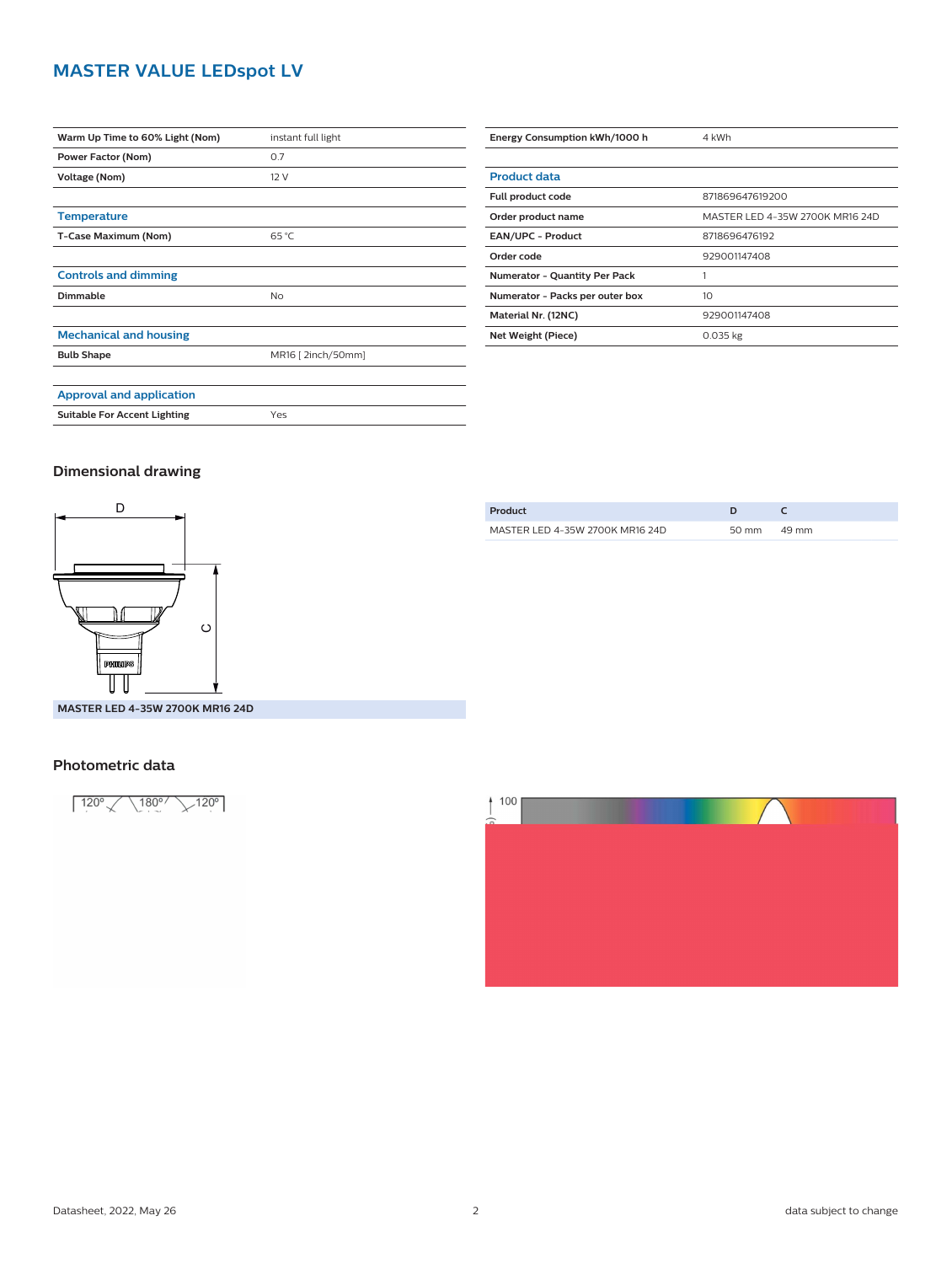# MASTER VALUE LEDspot LV

| | |
|---|---|
| **Warm Up Time to 60% Light (Nom)** | instant full light |
| **Power Factor (Nom)** | 0.7 |
| **Voltage (Nom)** | 12 V |

## Temperature

| | |
|---|---|
| **T-Case Maximum (Nom)** | 65 °C |

## Controls and dimming

| | |
|---|---|
| **Dimmable** | No |

## Mechanical and housing

| | |
|---|---|
| **Bulb Shape** | MR16 [ 2inch/50mm] |

## Approval and application

| | |
|---|---|
| **Suitable For Accent Lighting** | Yes |

| | |
|---|---|
| **Energy Consumption kWh/1000 h** | 4 kWh |

## Product data

| | |
|---|---|
| **Full product code** | 871869647619200 |
| **Order product name** | MASTER LED 4-35W 2700K MR16 24D |
| **EAN/UPC - Product** | 8718696476192 |
| **Order code** | 929001147408 |
| **Numerator - Quantity Per Pack** | 1 |
| **Numerator - Packs per outer box** | 10 |
| **Material Nr. (12NC)** | 929001147408 |
| **Net Weight (Piece)** | 0.035 kg |

## Dimensional drawing

**MASTER LED 4-35W 2700K MR16 24D**

| Product | D | C |
|---|---|---|
| MASTER LED 4-35W 2700K MR16 24D | 50 mm | 49 mm |

## Photometric data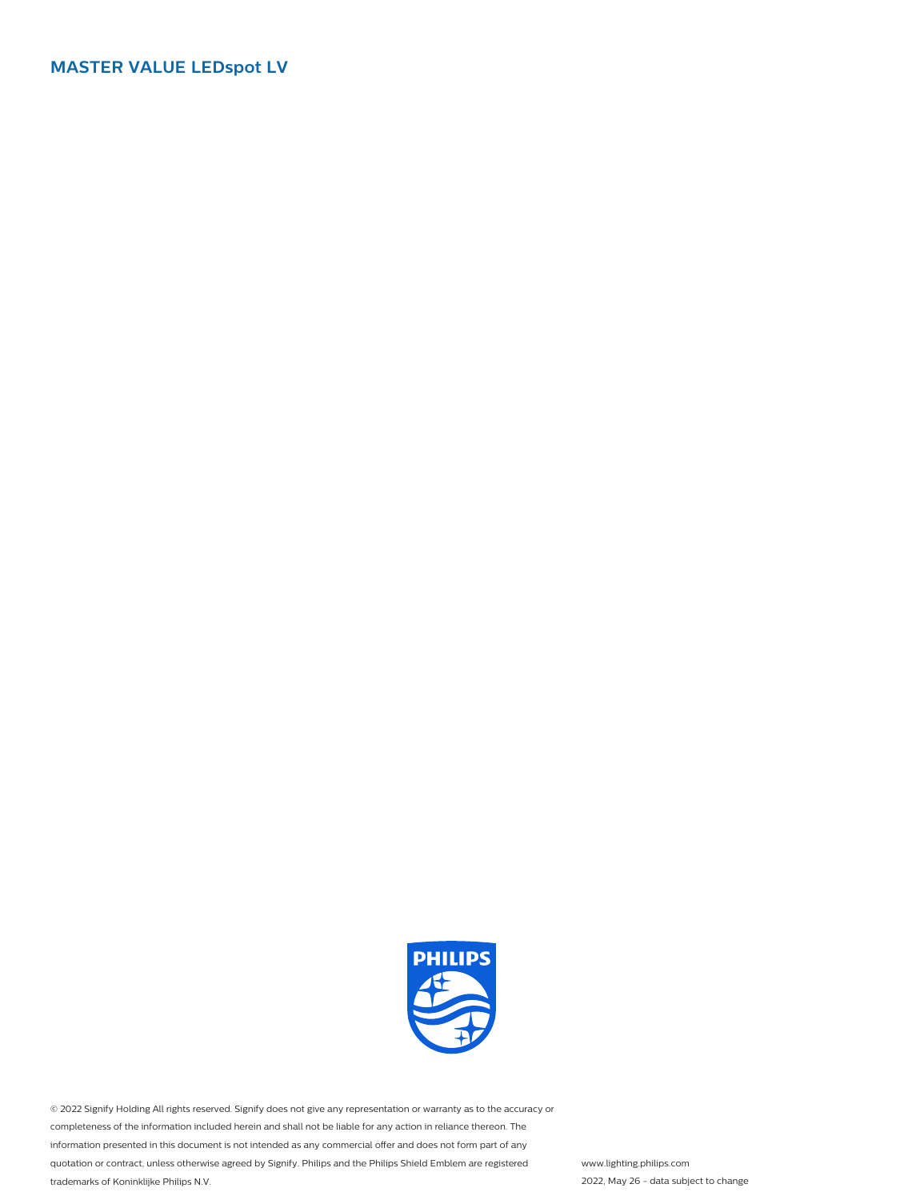© 2022 Signify Holding All rights reserved. Signify does not give any representation or warranty as to the accuracy or completeness of the information included herein and shall not be liable for any action in reliance thereon. The information presented in this document is not intended as any commercial offer and does not form part of any quotation or contract, unless otherwise agreed by Signify. Philips and the Philips Shield Emblem are registered trademarks of Koninklijke Philips N.V.

www.lighting.philips.com

2022, May 26 - data subject to change